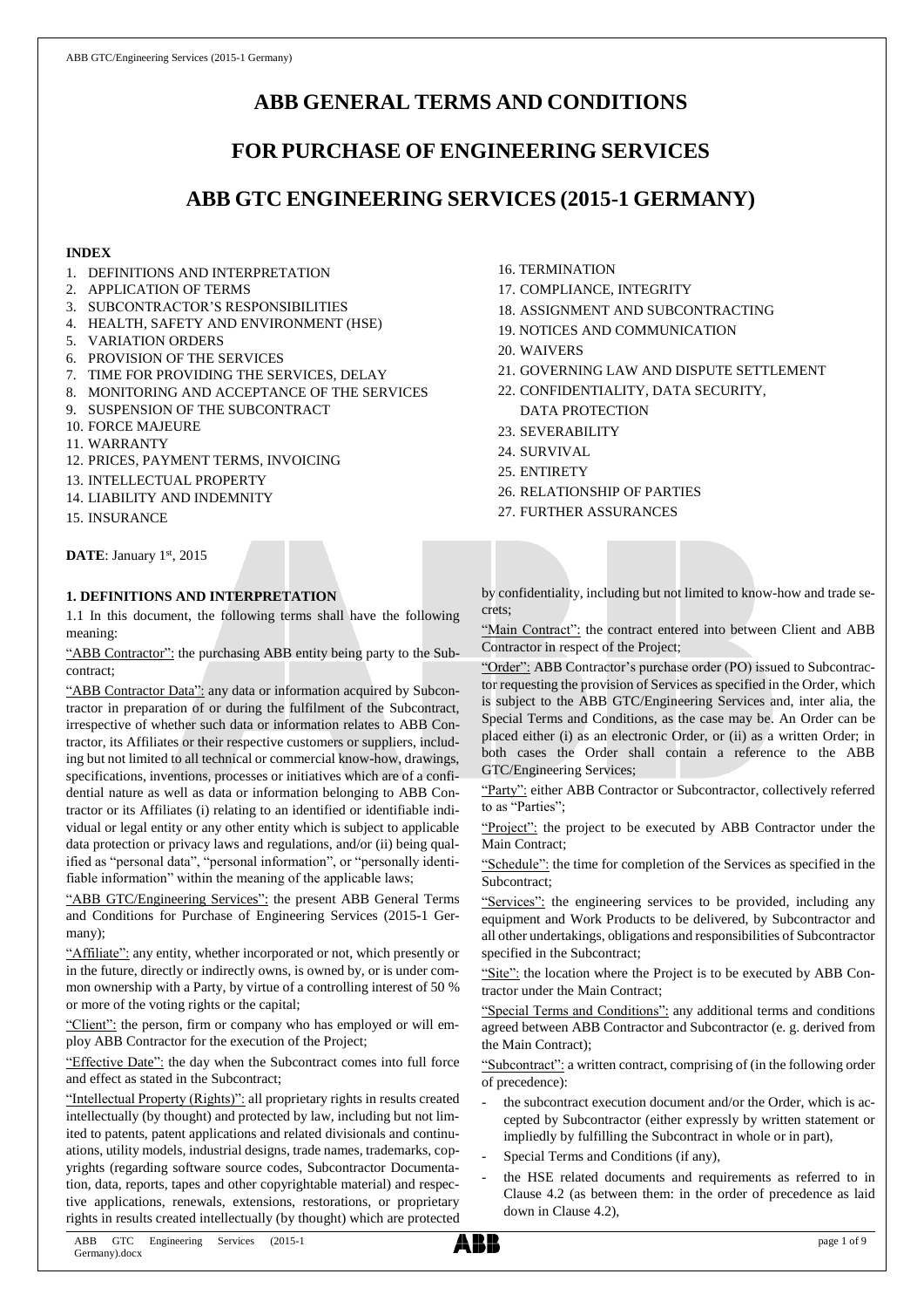# ABB GENERAL TERMS AND CONDITIONS

# FOR PURCHASE OF ENGINEERING SERVICES

# ABB GTC ENGINEERING SERVICES (2015-1 GERMANY)

**INDEX**

1. DEFINITIONS AND INTERPRETATION
2. APPLICATION OF TERMS
3. SUBCONTRACTOR'S RESPONSIBILITIES
4. HEALTH, SAFETY AND ENVIRONMENT (HSE)
5. VARIATION ORDERS
6. PROVISION OF THE SERVICES
7. TIME FOR PROVIDING THE SERVICES, DELAY
8. MONITORING AND ACCEPTANCE OF THE SERVICES
9. SUSPENSION OF THE SUBCONTRACT
10. FORCE MAJEURE
11. WARRANTY
12. PRICES, PAYMENT TERMS, INVOICING
13. INTELLECTUAL PROPERTY
14. LIABILITY AND INDEMNITY
15. INSURANCE
16. TERMINATION
17. COMPLIANCE, INTEGRITY
18. ASSIGNMENT AND SUBCONTRACTING
19. NOTICES AND COMMUNICATION
20. WAIVERS
21. GOVERNING LAW AND DISPUTE SETTLEMENT
22. CONFIDENTIALITY, DATA SECURITY, DATA PROTECTION
23. SEVERABILITY
24. SURVIVAL
25. ENTIRETY
26. RELATIONSHIP OF PARTIES
27. FURTHER ASSURANCES

**DATE**: January 1st, 2015

## 1. DEFINITIONS AND INTERPRETATION

1.1 In this document, the following terms shall have the following meaning:

"ABB Contractor": the purchasing ABB entity being party to the Subcontract;

"ABB Contractor Data": any data or information acquired by Subcontractor in preparation of or during the fulfilment of the Subcontract, irrespective of whether such data or information relates to ABB Contractor, its Affiliates or their respective customers or suppliers, including but not limited to all technical or commercial know-how, drawings, specifications, inventions, processes or initiatives which are of a confidential nature as well as data or information belonging to ABB Contractor or its Affiliates (i) relating to an identified or identifiable individual or legal entity or any other entity which is subject to applicable data protection or privacy laws and regulations, and/or (ii) being qualified as "personal data", "personal information", or "personally identifiable information" within the meaning of the applicable laws;

"ABB GTC/Engineering Services": the present ABB General Terms and Conditions for Purchase of Engineering Services (2015-1 Germany);

"Affiliate": any entity, whether incorporated or not, which presently or in the future, directly or indirectly owns, is owned by, or is under common ownership with a Party, by virtue of a controlling interest of 50 % or more of the voting rights or the capital;

"Client": the person, firm or company who has employed or will employ ABB Contractor for the execution of the Project;

"Effective Date": the day when the Subcontract comes into full force and effect as stated in the Subcontract;

"Intellectual Property (Rights)": all proprietary rights in results created intellectually (by thought) and protected by law, including but not limited to patents, patent applications and related divisionals and continuations, utility models, industrial designs, trade names, trademarks, copyrights (regarding software source codes, Subcontractor Documentation, data, reports, tapes and other copyrightable material) and respective applications, renewals, extensions, restorations, or proprietary rights in results created intellectually (by thought) which are protected by confidentiality, including but not limited to know-how and trade secrets;

"Main Contract": the contract entered into between Client and ABB Contractor in respect of the Project;

"Order": ABB Contractor's purchase order (PO) issued to Subcontractor requesting the provision of Services as specified in the Order, which is subject to the ABB GTC/Engineering Services and, inter alia, the Special Terms and Conditions, as the case may be. An Order can be placed either (i) as an electronic Order, or (ii) as a written Order; in both cases the Order shall contain a reference to the ABB GTC/Engineering Services;

"Party": either ABB Contractor or Subcontractor, collectively referred to as "Parties";

"Project": the project to be executed by ABB Contractor under the Main Contract;

"Schedule": the time for completion of the Services as specified in the Subcontract;

"Services": the engineering services to be provided, including any equipment and Work Products to be delivered, by Subcontractor and all other undertakings, obligations and responsibilities of Subcontractor specified in the Subcontract;

"Site": the location where the Project is to be executed by ABB Contractor under the Main Contract;

"Special Terms and Conditions": any additional terms and conditions agreed between ABB Contractor and Subcontractor (e. g. derived from the Main Contract);

"Subcontract": a written contract, comprising of (in the following order of precedence):

- the subcontract execution document and/or the Order, which is accepted by Subcontractor (either expressly by written statement or impliedly by fulfilling the Subcontract in whole or in part),
- Special Terms and Conditions (if any),
- the HSE related documents and requirements as referred to in Clause 4.2 (as between them: in the order of precedence as laid down in Clause 4.2),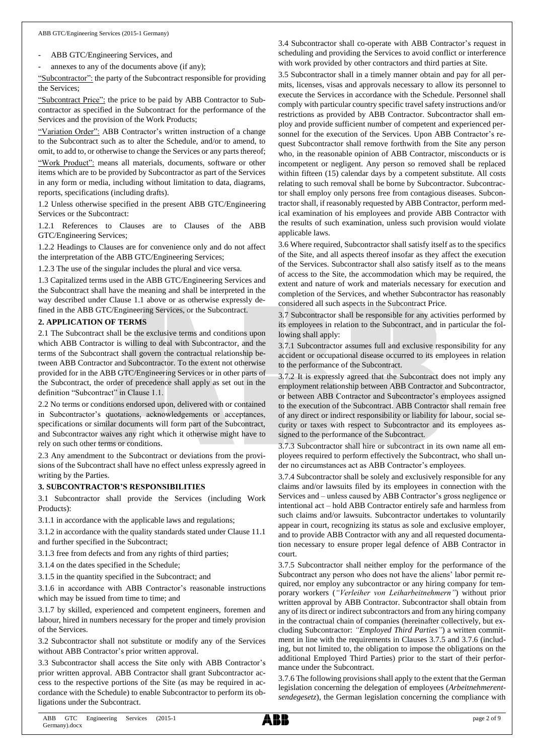- ABB GTC/Engineering Services, and
- annexes to any of the documents above (if any);

"Subcontractor": the party of the Subcontract responsible for providing the Services;

"Subcontract Price": the price to be paid by ABB Contractor to Subcontractor as specified in the Subcontract for the performance of the Services and the provision of the Work Products;

"Variation Order": ABB Contractor's written instruction of a change to the Subcontract such as to alter the Schedule, and/or to amend, to omit, to add to, or otherwise to change the Services or any parts thereof;

"Work Product": means all materials, documents, software or other items which are to be provided by Subcontractor as part of the Services in any form or media, including without limitation to data, diagrams, reports, specifications (including drafts).

1.2 Unless otherwise specified in the present ABB GTC/Engineering Services or the Subcontract:

1.2.1 References to Clauses are to Clauses of the ABB GTC/Engineering Services;

1.2.2 Headings to Clauses are for convenience only and do not affect the interpretation of the ABB GTC/Engineering Services;

1.2.3 The use of the singular includes the plural and vice versa.

1.3 Capitalized terms used in the ABB GTC/Engineering Services and the Subcontract shall have the meaning and shall be interpreted in the way described under Clause 1.1 above or as otherwise expressly defined in the ABB GTC/Engineering Services, or the Subcontract.

## 2. APPLICATION OF TERMS

2.1 The Subcontract shall be the exclusive terms and conditions upon which ABB Contractor is willing to deal with Subcontractor, and the terms of the Subcontract shall govern the contractual relationship between ABB Contractor and Subcontractor. To the extent not otherwise provided for in the ABB GTC/Engineering Services or in other parts of the Subcontract, the order of precedence shall apply as set out in the definition "Subcontract" in Clause 1.1.

2.2 No terms or conditions endorsed upon, delivered with or contained in Subcontractor's quotations, acknowledgements or acceptances, specifications or similar documents will form part of the Subcontract, and Subcontractor waives any right which it otherwise might have to rely on such other terms or conditions.

2.3 Any amendment to the Subcontract or deviations from the provisions of the Subcontract shall have no effect unless expressly agreed in writing by the Parties.

## 3. SUBCONTRACTOR'S RESPONSIBILITIES

3.1 Subcontractor shall provide the Services (including Work Products):

3.1.1 in accordance with the applicable laws and regulations;

3.1.2 in accordance with the quality standards stated under Clause 11.1 and further specified in the Subcontract;

3.1.3 free from defects and from any rights of third parties;

3.1.4 on the dates specified in the Schedule;

3.1.5 in the quantity specified in the Subcontract; and

3.1.6 in accordance with ABB Contractor's reasonable instructions which may be issued from time to time; and

3.1.7 by skilled, experienced and competent engineers, foremen and labour, hired in numbers necessary for the proper and timely provision of the Services.

3.2 Subcontractor shall not substitute or modify any of the Services without ABB Contractor's prior written approval.

3.3 Subcontractor shall access the Site only with ABB Contractor's prior written approval. ABB Contractor shall grant Subcontractor access to the respective portions of the Site (as may be required in accordance with the Schedule) to enable Subcontractor to perform its obligations under the Subcontract.

3.4 Subcontractor shall co-operate with ABB Contractor's request in scheduling and providing the Services to avoid conflict or interference with work provided by other contractors and third parties at Site.

3.5 Subcontractor shall in a timely manner obtain and pay for all permits, licenses, visas and approvals necessary to allow its personnel to execute the Services in accordance with the Schedule. Personnel shall comply with particular country specific travel safety instructions and/or restrictions as provided by ABB Contractor. Subcontractor shall employ and provide sufficient number of competent and experienced personnel for the execution of the Services. Upon ABB Contractor's request Subcontractor shall remove forthwith from the Site any person who, in the reasonable opinion of ABB Contractor, misconducts or is incompetent or negligent. Any person so removed shall be replaced within fifteen (15) calendar days by a competent substitute. All costs relating to such removal shall be borne by Subcontractor. Subcontractor shall employ only persons free from contagious diseases. Subcontractor shall, if reasonably requested by ABB Contractor, perform medical examination of his employees and provide ABB Contractor with the results of such examination, unless such provision would violate applicable laws.

3.6 Where required, Subcontractor shall satisfy itself as to the specifics of the Site, and all aspects thereof insofar as they affect the execution of the Services. Subcontractor shall also satisfy itself as to the means of access to the Site, the accommodation which may be required, the extent and nature of work and materials necessary for execution and completion of the Services, and whether Subcontractor has reasonably considered all such aspects in the Subcontract Price.

3.7 Subcontractor shall be responsible for any activities performed by its employees in relation to the Subcontract, and in particular the following shall apply:

3.7.1 Subcontractor assumes full and exclusive responsibility for any accident or occupational disease occurred to its employees in relation to the performance of the Subcontract.

3.7.2 It is expressly agreed that the Subcontract does not imply any employment relationship between ABB Contractor and Subcontractor, or between ABB Contractor and Subcontractor's employees assigned to the execution of the Subcontract. ABB Contractor shall remain free of any direct or indirect responsibility or liability for labour, social security or taxes with respect to Subcontractor and its employees assigned to the performance of the Subcontract.

3.7.3 Subcontractor shall hire or subcontract in its own name all employees required to perform effectively the Subcontract, who shall under no circumstances act as ABB Contractor's employees.

3.7.4 Subcontractor shall be solely and exclusively responsible for any claims and/or lawsuits filed by its employees in connection with the Services and – unless caused by ABB Contractor's gross negligence or intentional act – hold ABB Contractor entirely safe and harmless from such claims and/or lawsuits. Subcontractor undertakes to voluntarily appear in court, recognizing its status as sole and exclusive employer, and to provide ABB Contractor with any and all requested documentation necessary to ensure proper legal defence of ABB Contractor in court.

3.7.5 Subcontractor shall neither employ for the performance of the Subcontract any person who does not have the aliens' labor permit required, nor employ any subcontractor or any hiring company for temporary workers (*"Verleiher von Leiharbeitnehmern"*) without prior written approval by ABB Contractor. Subcontractor shall obtain from any of its direct or indirect subcontractors and from any hiring company in the contractual chain of companies (hereinafter collectively, but excluding Subcontractor: *"Employed Third Parties"*) a written commitment in line with the requirements in Clauses 3.7.5 and 3.7.6 (including, but not limited to, the obligation to impose the obligations on the additional Employed Third Parties) prior to the start of their performance under the Subcontract.

3.7.6 The following provisions shall apply to the extent that the German legislation concerning the delegation of employees (*Arbeitnehmerentsendegesetz*), the German legislation concerning the compliance with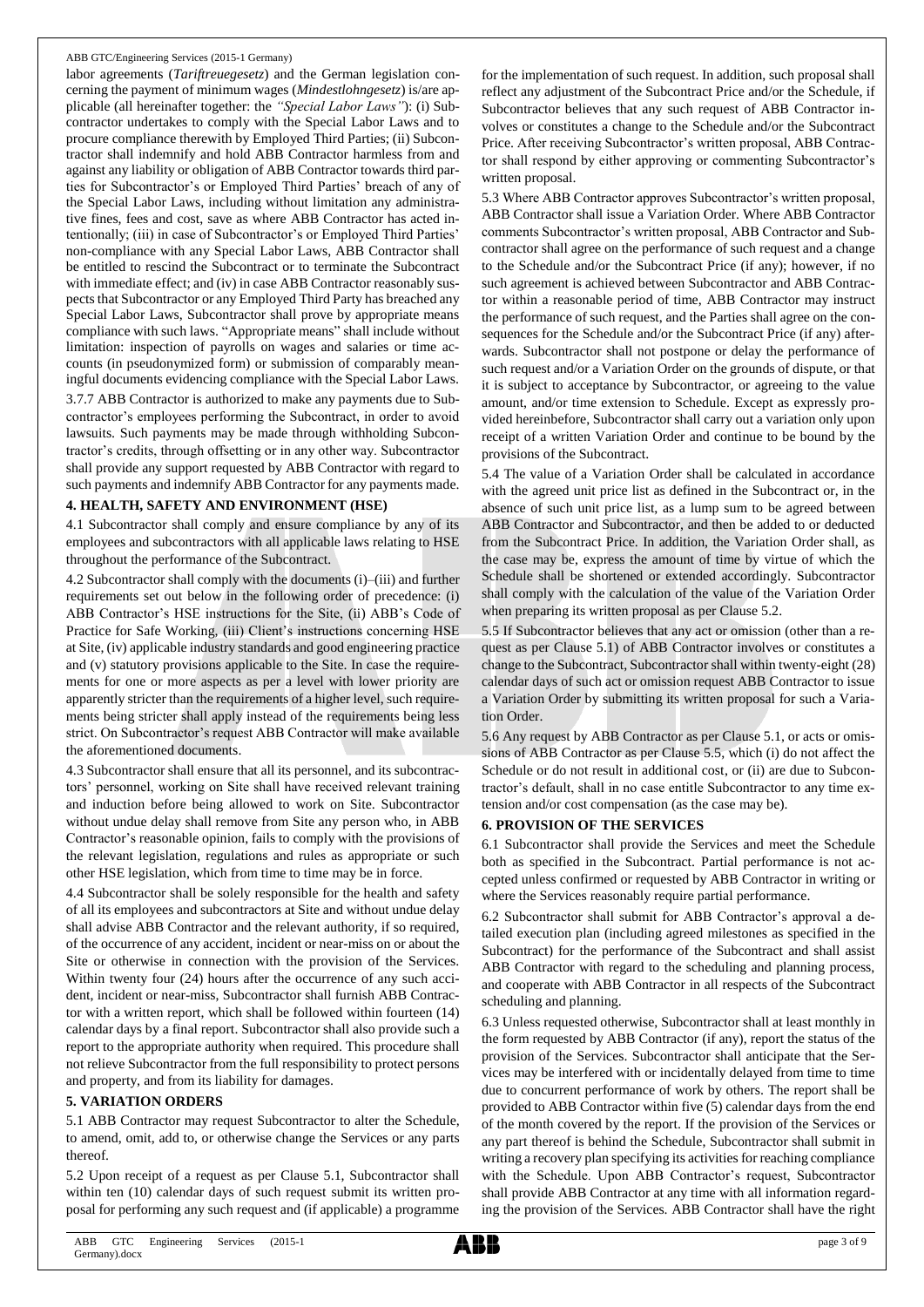labor agreements (*Tariftreuegesetz*) and the German legislation concerning the payment of minimum wages (*Mindestlohngesetz*) is/are applicable (all hereinafter together: the *"Special Labor Laws"*): (i) Subcontractor undertakes to comply with the Special Labor Laws and to procure compliance therewith by Employed Third Parties; (ii) Subcontractor shall indemnify and hold ABB Contractor harmless from and against any liability or obligation of ABB Contractor towards third parties for Subcontractor's or Employed Third Parties' breach of any of the Special Labor Laws, including without limitation any administrative fines, fees and cost, save as where ABB Contractor has acted intentionally; (iii) in case of Subcontractor's or Employed Third Parties' non-compliance with any Special Labor Laws, ABB Contractor shall be entitled to rescind the Subcontract or to terminate the Subcontract with immediate effect; and (iv) in case ABB Contractor reasonably suspects that Subcontractor or any Employed Third Party has breached any Special Labor Laws, Subcontractor shall prove by appropriate means compliance with such laws. "Appropriate means" shall include without limitation: inspection of payrolls on wages and salaries or time accounts (in pseudonymized form) or submission of comparably meaningful documents evidencing compliance with the Special Labor Laws.

3.7.7 ABB Contractor is authorized to make any payments due to Subcontractor's employees performing the Subcontract, in order to avoid lawsuits. Such payments may be made through withholding Subcontractor's credits, through offsetting or in any other way. Subcontractor shall provide any support requested by ABB Contractor with regard to such payments and indemnify ABB Contractor for any payments made.

## 4. HEALTH, SAFETY AND ENVIRONMENT (HSE)

4.1 Subcontractor shall comply and ensure compliance by any of its employees and subcontractors with all applicable laws relating to HSE throughout the performance of the Subcontract.

4.2 Subcontractor shall comply with the documents (i)–(iii) and further requirements set out below in the following order of precedence: (i) ABB Contractor's HSE instructions for the Site, (ii) ABB's Code of Practice for Safe Working, (iii) Client's instructions concerning HSE at Site, (iv) applicable industry standards and good engineering practice and (v) statutory provisions applicable to the Site. In case the requirements for one or more aspects as per a level with lower priority are apparently stricter than the requirements of a higher level, such requirements being stricter shall apply instead of the requirements being less strict. On Subcontractor's request ABB Contractor will make available the aforementioned documents.

4.3 Subcontractor shall ensure that all its personnel, and its subcontractors' personnel, working on Site shall have received relevant training and induction before being allowed to work on Site. Subcontractor without undue delay shall remove from Site any person who, in ABB Contractor's reasonable opinion, fails to comply with the provisions of the relevant legislation, regulations and rules as appropriate or such other HSE legislation, which from time to time may be in force.

4.4 Subcontractor shall be solely responsible for the health and safety of all its employees and subcontractors at Site and without undue delay shall advise ABB Contractor and the relevant authority, if so required, of the occurrence of any accident, incident or near-miss on or about the Site or otherwise in connection with the provision of the Services. Within twenty four (24) hours after the occurrence of any such accident, incident or near-miss, Subcontractor shall furnish ABB Contractor with a written report, which shall be followed within fourteen (14) calendar days by a final report. Subcontractor shall also provide such a report to the appropriate authority when required. This procedure shall not relieve Subcontractor from the full responsibility to protect persons and property, and from its liability for damages.

## 5. VARIATION ORDERS

5.1 ABB Contractor may request Subcontractor to alter the Schedule, to amend, omit, add to, or otherwise change the Services or any parts thereof.

5.2 Upon receipt of a request as per Clause 5.1, Subcontractor shall within ten (10) calendar days of such request submit its written proposal for performing any such request and (if applicable) a programme for the implementation of such request. In addition, such proposal shall reflect any adjustment of the Subcontract Price and/or the Schedule, if Subcontractor believes that any such request of ABB Contractor involves or constitutes a change to the Schedule and/or the Subcontract Price. After receiving Subcontractor's written proposal, ABB Contractor shall respond by either approving or commenting Subcontractor's written proposal.

5.3 Where ABB Contractor approves Subcontractor's written proposal, ABB Contractor shall issue a Variation Order. Where ABB Contractor comments Subcontractor's written proposal, ABB Contractor and Subcontractor shall agree on the performance of such request and a change to the Schedule and/or the Subcontract Price (if any); however, if no such agreement is achieved between Subcontractor and ABB Contractor within a reasonable period of time, ABB Contractor may instruct the performance of such request, and the Parties shall agree on the consequences for the Schedule and/or the Subcontract Price (if any) afterwards. Subcontractor shall not postpone or delay the performance of such request and/or a Variation Order on the grounds of dispute, or that it is subject to acceptance by Subcontractor, or agreeing to the value amount, and/or time extension to Schedule. Except as expressly provided hereinbefore, Subcontractor shall carry out a variation only upon receipt of a written Variation Order and continue to be bound by the provisions of the Subcontract.

5.4 The value of a Variation Order shall be calculated in accordance with the agreed unit price list as defined in the Subcontract or, in the absence of such unit price list, as a lump sum to be agreed between ABB Contractor and Subcontractor, and then be added to or deducted from the Subcontract Price. In addition, the Variation Order shall, as the case may be, express the amount of time by virtue of which the Schedule shall be shortened or extended accordingly. Subcontractor shall comply with the calculation of the value of the Variation Order when preparing its written proposal as per Clause 5.2.

5.5 If Subcontractor believes that any act or omission (other than a request as per Clause 5.1) of ABB Contractor involves or constitutes a change to the Subcontract, Subcontractor shall within twenty-eight (28) calendar days of such act or omission request ABB Contractor to issue a Variation Order by submitting its written proposal for such a Variation Order.

5.6 Any request by ABB Contractor as per Clause 5.1, or acts or omissions of ABB Contractor as per Clause 5.5, which (i) do not affect the Schedule or do not result in additional cost, or (ii) are due to Subcontractor's default, shall in no case entitle Subcontractor to any time extension and/or cost compensation (as the case may be).

## 6. PROVISION OF THE SERVICES

6.1 Subcontractor shall provide the Services and meet the Schedule both as specified in the Subcontract. Partial performance is not accepted unless confirmed or requested by ABB Contractor in writing or where the Services reasonably require partial performance.

6.2 Subcontractor shall submit for ABB Contractor's approval a detailed execution plan (including agreed milestones as specified in the Subcontract) for the performance of the Subcontract and shall assist ABB Contractor with regard to the scheduling and planning process, and cooperate with ABB Contractor in all respects of the Subcontract scheduling and planning.

6.3 Unless requested otherwise, Subcontractor shall at least monthly in the form requested by ABB Contractor (if any), report the status of the provision of the Services. Subcontractor shall anticipate that the Services may be interfered with or incidentally delayed from time to time due to concurrent performance of work by others. The report shall be provided to ABB Contractor within five (5) calendar days from the end of the month covered by the report. If the provision of the Services or any part thereof is behind the Schedule, Subcontractor shall submit in writing a recovery plan specifying its activities for reaching compliance with the Schedule. Upon ABB Contractor's request, Subcontractor shall provide ABB Contractor at any time with all information regarding the provision of the Services. ABB Contractor shall have the right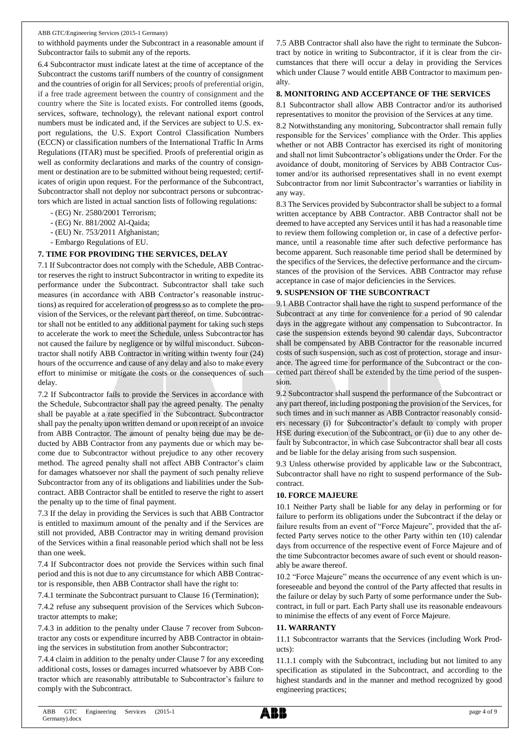to withhold payments under the Subcontract in a reasonable amount if Subcontractor fails to submit any of the reports.

6.4 Subcontractor must indicate latest at the time of acceptance of the Subcontract the customs tariff numbers of the country of consignment and the countries of origin for all Services; proofs of preferential origin, if a free trade agreement between the country of consignment and the country where the Site is located exists. For controlled items (goods, services, software, technology), the relevant national export control numbers must be indicated and, if the Services are subject to U.S. export regulations, the U.S. Export Control Classification Numbers (ECCN) or classification numbers of the International Traffic In Arms Regulations (ITAR) must be specified. Proofs of preferential origin as well as conformity declarations and marks of the country of consignment or destination are to be submitted without being requested; certificates of origin upon request. For the performance of the Subcontract, Subcontractor shall not deploy nor subcontract persons or subcontractors which are listed in actual sanction lists of following regulations:

- (EG) Nr. 2580/2001 Terrorism;
- (EG) Nr. 881/2002 Al-Qaida;
- (EU) Nr. 753/2011 Afghanistan;
- Embargo Regulations of EU.

## 7. TIME FOR PROVIDING THE SERVICES, DELAY

7.1 If Subcontractor does not comply with the Schedule, ABB Contractor reserves the right to instruct Subcontractor in writing to expedite its performance under the Subcontract. Subcontractor shall take such measures (in accordance with ABB Contractor's reasonable instructions) as required for acceleration of progress so as to complete the provision of the Services, or the relevant part thereof, on time. Subcontractor shall not be entitled to any additional payment for taking such steps to accelerate the work to meet the Schedule, unless Subcontractor has not caused the failure by negligence or by wilful misconduct. Subcontractor shall notify ABB Contractor in writing within twenty four (24) hours of the occurrence and cause of any delay and also to make every effort to minimise or mitigate the costs or the consequences of such delay.

7.2 If Subcontractor fails to provide the Services in accordance with the Schedule, Subcontractor shall pay the agreed penalty. The penalty shall be payable at a rate specified in the Subcontract. Subcontractor shall pay the penalty upon written demand or upon receipt of an invoice from ABB Contractor. The amount of penalty being due may be deducted by ABB Contractor from any payments due or which may become due to Subcontractor without prejudice to any other recovery method. The agreed penalty shall not affect ABB Contractor's claim for damages whatsoever nor shall the payment of such penalty relieve Subcontractor from any of its obligations and liabilities under the Subcontract. ABB Contractor shall be entitled to reserve the right to assert the penalty up to the time of final payment.

7.3 If the delay in providing the Services is such that ABB Contractor is entitled to maximum amount of the penalty and if the Services are still not provided, ABB Contractor may in writing demand provision of the Services within a final reasonable period which shall not be less than one week.

7.4 If Subcontractor does not provide the Services within such final period and this is not due to any circumstance for which ABB Contractor is responsible, then ABB Contractor shall have the right to:

7.4.1 terminate the Subcontract pursuant to Clause 16 (Termination);

7.4.2 refuse any subsequent provision of the Services which Subcontractor attempts to make;

7.4.3 in addition to the penalty under Clause 7 recover from Subcontractor any costs or expenditure incurred by ABB Contractor in obtaining the services in substitution from another Subcontractor;

7.4.4 claim in addition to the penalty under Clause 7 for any exceeding additional costs, losses or damages incurred whatsoever by ABB Contractor which are reasonably attributable to Subcontractor's failure to comply with the Subcontract.

7.5 ABB Contractor shall also have the right to terminate the Subcontract by notice in writing to Subcontractor, if it is clear from the circumstances that there will occur a delay in providing the Services which under Clause 7 would entitle ABB Contractor to maximum penalty.

## 8. MONITORING AND ACCEPTANCE OF THE SERVICES

8.1 Subcontractor shall allow ABB Contractor and/or its authorised representatives to monitor the provision of the Services at any time.

8.2 Notwithstanding any monitoring, Subcontractor shall remain fully responsible for the Services' compliance with the Order. This applies whether or not ABB Contractor has exercised its right of monitoring and shall not limit Subcontractor's obligations under the Order. For the avoidance of doubt, monitoring of Services by ABB Contractor Customer and/or its authorised representatives shall in no event exempt Subcontractor from nor limit Subcontractor's warranties or liability in any way.

8.3 The Services provided by Subcontractor shall be subject to a formal written acceptance by ABB Contractor. ABB Contractor shall not be deemed to have accepted any Services until it has had a reasonable time to review them following completion or, in case of a defective performance, until a reasonable time after such defective performance has become apparent. Such reasonable time period shall be determined by the specifics of the Services, the defective performance and the circumstances of the provision of the Services. ABB Contractor may refuse acceptance in case of major deficiencies in the Services.

## 9. SUSPENSION OF THE SUBCONTRACT

9.1 ABB Contractor shall have the right to suspend performance of the Subcontract at any time for convenience for a period of 90 calendar days in the aggregate without any compensation to Subcontractor. In case the suspension extends beyond 90 calendar days, Subcontractor shall be compensated by ABB Contractor for the reasonable incurred costs of such suspension, such as cost of protection, storage and insurance. The agreed time for performance of the Subcontract or the concerned part thereof shall be extended by the time period of the suspension.

9.2 Subcontractor shall suspend the performance of the Subcontract or any part thereof, including postponing the provision of the Services, for such times and in such manner as ABB Contractor reasonably considers necessary (i) for Subcontractor's default to comply with proper HSE during execution of the Subcontract, or (ii) due to any other default by Subcontractor, in which case Subcontractor shall bear all costs and be liable for the delay arising from such suspension.

9.3 Unless otherwise provided by applicable law or the Subcontract, Subcontractor shall have no right to suspend performance of the Subcontract.

## 10. FORCE MAJEURE

10.1 Neither Party shall be liable for any delay in performing or for failure to perform its obligations under the Subcontract if the delay or failure results from an event of "Force Majeure", provided that the affected Party serves notice to the other Party within ten (10) calendar days from occurrence of the respective event of Force Majeure and of the time Subcontractor becomes aware of such event or should reasonably be aware thereof.

10.2 "Force Majeure" means the occurrence of any event which is unforeseeable and beyond the control of the Party affected that results in the failure or delay by such Party of some performance under the Subcontract, in full or part. Each Party shall use its reasonable endeavours to minimise the effects of any event of Force Majeure.

## 11. WARRANTY

11.1 Subcontractor warrants that the Services (including Work Products):

11.1.1 comply with the Subcontract, including but not limited to any specification as stipulated in the Subcontract, and according to the highest standards and in the manner and method recognized by good engineering practices;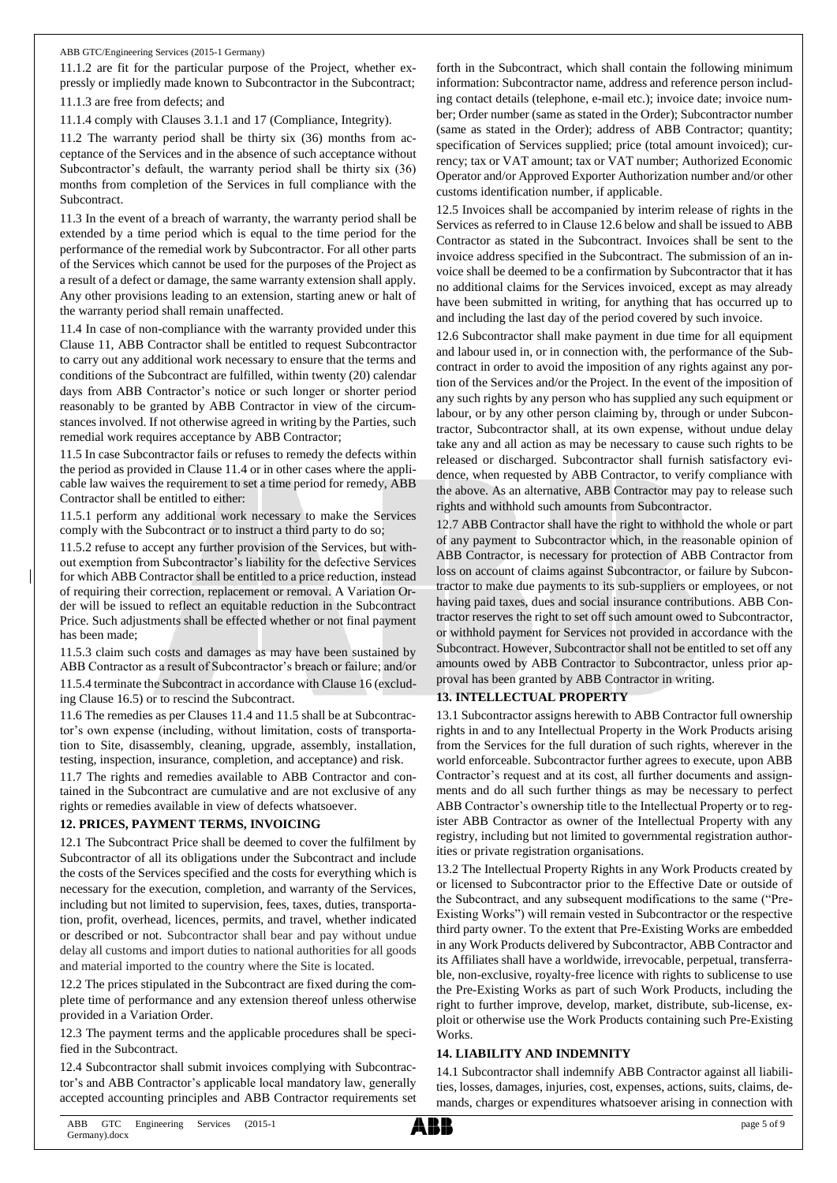11.1.2 are fit for the particular purpose of the Project, whether expressly or impliedly made known to Subcontractor in the Subcontract;

11.1.3 are free from defects; and

11.1.4 comply with Clauses 3.1.1 and 17 (Compliance, Integrity).

11.2 The warranty period shall be thirty six (36) months from acceptance of the Services and in the absence of such acceptance without Subcontractor's default, the warranty period shall be thirty six (36) months from completion of the Services in full compliance with the Subcontract.

11.3 In the event of a breach of warranty, the warranty period shall be extended by a time period which is equal to the time period for the performance of the remedial work by Subcontractor. For all other parts of the Services which cannot be used for the purposes of the Project as a result of a defect or damage, the same warranty extension shall apply. Any other provisions leading to an extension, starting anew or halt of the warranty period shall remain unaffected.

11.4 In case of non-compliance with the warranty provided under this Clause 11, ABB Contractor shall be entitled to request Subcontractor to carry out any additional work necessary to ensure that the terms and conditions of the Subcontract are fulfilled, within twenty (20) calendar days from ABB Contractor's notice or such longer or shorter period reasonably to be granted by ABB Contractor in view of the circumstances involved. If not otherwise agreed in writing by the Parties, such remedial work requires acceptance by ABB Contractor;

11.5 In case Subcontractor fails or refuses to remedy the defects within the period as provided in Clause 11.4 or in other cases where the applicable law waives the requirement to set a time period for remedy, ABB Contractor shall be entitled to either:

11.5.1 perform any additional work necessary to make the Services comply with the Subcontract or to instruct a third party to do so;

11.5.2 refuse to accept any further provision of the Services, but without exemption from Subcontractor's liability for the defective Services for which ABB Contractor shall be entitled to a price reduction, instead of requiring their correction, replacement or removal. A Variation Order will be issued to reflect an equitable reduction in the Subcontract Price. Such adjustments shall be effected whether or not final payment has been made;

11.5.3 claim such costs and damages as may have been sustained by ABB Contractor as a result of Subcontractor's breach or failure; and/or

11.5.4 terminate the Subcontract in accordance with Clause 16 (excluding Clause 16.5) or to rescind the Subcontract.

11.6 The remedies as per Clauses 11.4 and 11.5 shall be at Subcontractor's own expense (including, without limitation, costs of transportation to Site, disassembly, cleaning, upgrade, assembly, installation, testing, inspection, insurance, completion, and acceptance) and risk.

11.7 The rights and remedies available to ABB Contractor and contained in the Subcontract are cumulative and are not exclusive of any rights or remedies available in view of defects whatsoever.

## 12. PRICES, PAYMENT TERMS, INVOICING

12.1 The Subcontract Price shall be deemed to cover the fulfilment by Subcontractor of all its obligations under the Subcontract and include the costs of the Services specified and the costs for everything which is necessary for the execution, completion, and warranty of the Services, including but not limited to supervision, fees, taxes, duties, transportation, profit, overhead, licences, permits, and travel, whether indicated or described or not. Subcontractor shall bear and pay without undue delay all customs and import duties to national authorities for all goods and material imported to the country where the Site is located.

12.2 The prices stipulated in the Subcontract are fixed during the complete time of performance and any extension thereof unless otherwise provided in a Variation Order.

12.3 The payment terms and the applicable procedures shall be specified in the Subcontract.

12.4 Subcontractor shall submit invoices complying with Subcontractor's and ABB Contractor's applicable local mandatory law, generally accepted accounting principles and ABB Contractor requirements set forth in the Subcontract, which shall contain the following minimum information: Subcontractor name, address and reference person including contact details (telephone, e-mail etc.); invoice date; invoice number; Order number (same as stated in the Order); Subcontractor number (same as stated in the Order); address of ABB Contractor; quantity; specification of Services supplied; price (total amount invoiced); currency; tax or VAT amount; tax or VAT number; Authorized Economic Operator and/or Approved Exporter Authorization number and/or other customs identification number, if applicable.

12.5 Invoices shall be accompanied by interim release of rights in the Services as referred to in Clause 12.6 below and shall be issued to ABB Contractor as stated in the Subcontract. Invoices shall be sent to the invoice address specified in the Subcontract. The submission of an invoice shall be deemed to be a confirmation by Subcontractor that it has no additional claims for the Services invoiced, except as may already have been submitted in writing, for anything that has occurred up to and including the last day of the period covered by such invoice.

12.6 Subcontractor shall make payment in due time for all equipment and labour used in, or in connection with, the performance of the Subcontract in order to avoid the imposition of any rights against any portion of the Services and/or the Project. In the event of the imposition of any such rights by any person who has supplied any such equipment or labour, or by any other person claiming by, through or under Subcontractor, Subcontractor shall, at its own expense, without undue delay take any and all action as may be necessary to cause such rights to be released or discharged. Subcontractor shall furnish satisfactory evidence, when requested by ABB Contractor, to verify compliance with the above. As an alternative, ABB Contractor may pay to release such rights and withhold such amounts from Subcontractor.

12.7 ABB Contractor shall have the right to withhold the whole or part of any payment to Subcontractor which, in the reasonable opinion of ABB Contractor, is necessary for protection of ABB Contractor from loss on account of claims against Subcontractor, or failure by Subcontractor to make due payments to its sub-suppliers or employees, or not having paid taxes, dues and social insurance contributions. ABB Contractor reserves the right to set off such amount owed to Subcontractor, or withhold payment for Services not provided in accordance with the Subcontract. However, Subcontractor shall not be entitled to set off any amounts owed by ABB Contractor to Subcontractor, unless prior approval has been granted by ABB Contractor in writing.

## 13. INTELLECTUAL PROPERTY

13.1 Subcontractor assigns herewith to ABB Contractor full ownership rights in and to any Intellectual Property in the Work Products arising from the Services for the full duration of such rights, wherever in the world enforceable. Subcontractor further agrees to execute, upon ABB Contractor's request and at its cost, all further documents and assignments and do all such further things as may be necessary to perfect ABB Contractor's ownership title to the Intellectual Property or to register ABB Contractor as owner of the Intellectual Property with any registry, including but not limited to governmental registration authorities or private registration organisations.

13.2 The Intellectual Property Rights in any Work Products created by or licensed to Subcontractor prior to the Effective Date or outside of the Subcontract, and any subsequent modifications to the same ("Pre-Existing Works") will remain vested in Subcontractor or the respective third party owner. To the extent that Pre-Existing Works are embedded in any Work Products delivered by Subcontractor, ABB Contractor and its Affiliates shall have a worldwide, irrevocable, perpetual, transferrable, non-exclusive, royalty-free licence with rights to sublicense to use the Pre-Existing Works as part of such Work Products, including the right to further improve, develop, market, distribute, sub-license, exploit or otherwise use the Work Products containing such Pre-Existing Works.

## 14. LIABILITY AND INDEMNITY

14.1 Subcontractor shall indemnify ABB Contractor against all liabilities, losses, damages, injuries, cost, expenses, actions, suits, claims, demands, charges or expenditures whatsoever arising in connection with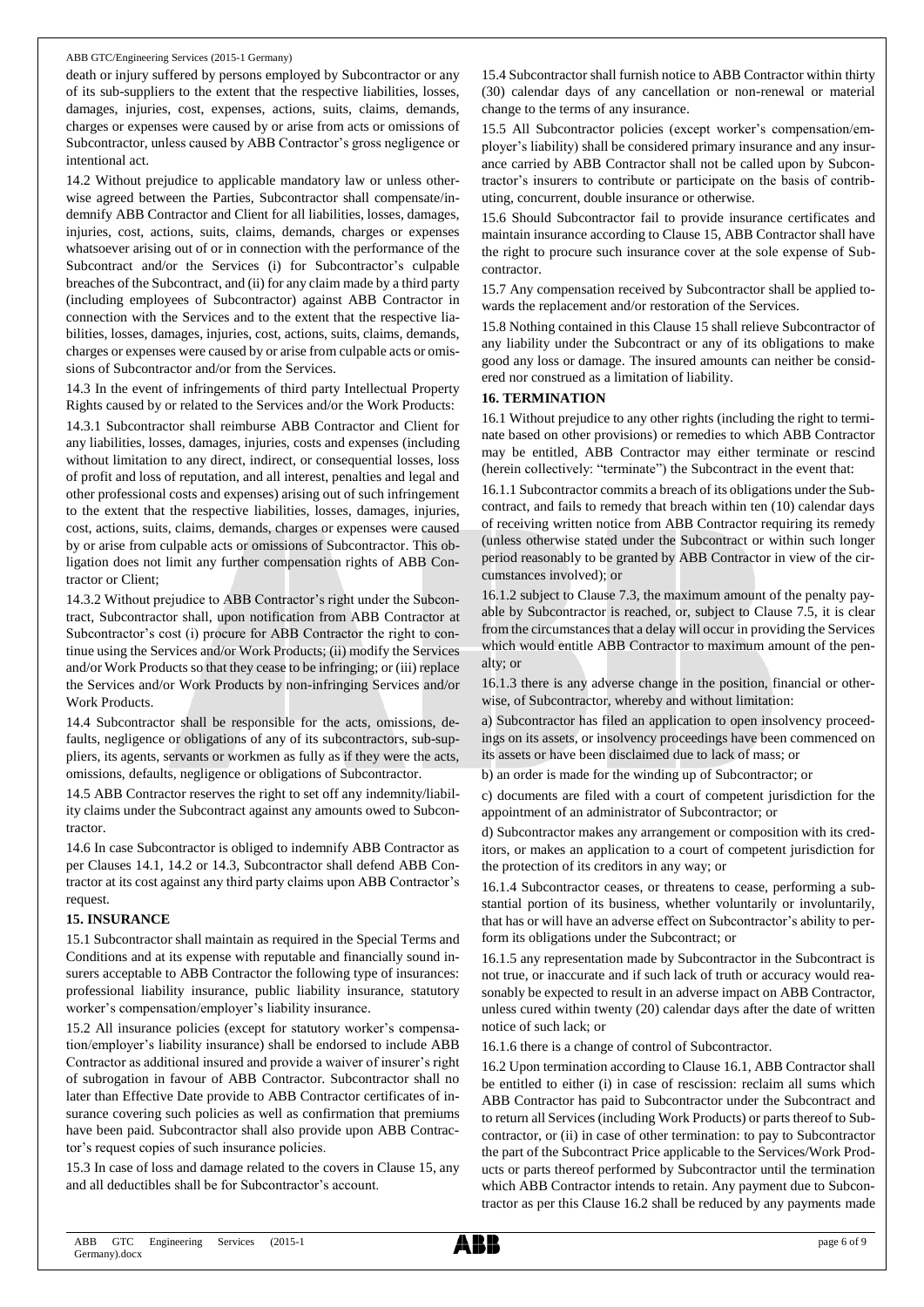death or injury suffered by persons employed by Subcontractor or any of its sub-suppliers to the extent that the respective liabilities, losses, damages, injuries, cost, expenses, actions, suits, claims, demands, charges or expenses were caused by or arise from acts or omissions of Subcontractor, unless caused by ABB Contractor's gross negligence or intentional act.

14.2 Without prejudice to applicable mandatory law or unless otherwise agreed between the Parties, Subcontractor shall compensate/indemnify ABB Contractor and Client for all liabilities, losses, damages, injuries, cost, actions, suits, claims, demands, charges or expenses whatsoever arising out of or in connection with the performance of the Subcontract and/or the Services (i) for Subcontractor's culpable breaches of the Subcontract, and (ii) for any claim made by a third party (including employees of Subcontractor) against ABB Contractor in connection with the Services and to the extent that the respective liabilities, losses, damages, injuries, cost, actions, suits, claims, demands, charges or expenses were caused by or arise from culpable acts or omissions of Subcontractor and/or from the Services.

14.3 In the event of infringements of third party Intellectual Property Rights caused by or related to the Services and/or the Work Products:

14.3.1 Subcontractor shall reimburse ABB Contractor and Client for any liabilities, losses, damages, injuries, costs and expenses (including without limitation to any direct, indirect, or consequential losses, loss of profit and loss of reputation, and all interest, penalties and legal and other professional costs and expenses) arising out of such infringement to the extent that the respective liabilities, losses, damages, injuries, cost, actions, suits, claims, demands, charges or expenses were caused by or arise from culpable acts or omissions of Subcontractor. This obligation does not limit any further compensation rights of ABB Contractor or Client;

14.3.2 Without prejudice to ABB Contractor's right under the Subcontract, Subcontractor shall, upon notification from ABB Contractor at Subcontractor's cost (i) procure for ABB Contractor the right to continue using the Services and/or Work Products; (ii) modify the Services and/or Work Products so that they cease to be infringing; or (iii) replace the Services and/or Work Products by non-infringing Services and/or Work Products.

14.4 Subcontractor shall be responsible for the acts, omissions, defaults, negligence or obligations of any of its subcontractors, sub-suppliers, its agents, servants or workmen as fully as if they were the acts, omissions, defaults, negligence or obligations of Subcontractor.

14.5 ABB Contractor reserves the right to set off any indemnity/liability claims under the Subcontract against any amounts owed to Subcontractor.

14.6 In case Subcontractor is obliged to indemnify ABB Contractor as per Clauses 14.1, 14.2 or 14.3, Subcontractor shall defend ABB Contractor at its cost against any third party claims upon ABB Contractor's request.

## 15. INSURANCE

15.1 Subcontractor shall maintain as required in the Special Terms and Conditions and at its expense with reputable and financially sound insurers acceptable to ABB Contractor the following type of insurances: professional liability insurance, public liability insurance, statutory worker's compensation/employer's liability insurance.

15.2 All insurance policies (except for statutory worker's compensation/employer's liability insurance) shall be endorsed to include ABB Contractor as additional insured and provide a waiver of insurer's right of subrogation in favour of ABB Contractor. Subcontractor shall no later than Effective Date provide to ABB Contractor certificates of insurance covering such policies as well as confirmation that premiums have been paid. Subcontractor shall also provide upon ABB Contractor's request copies of such insurance policies.

15.3 In case of loss and damage related to the covers in Clause 15, any and all deductibles shall be for Subcontractor's account.

15.4 Subcontractor shall furnish notice to ABB Contractor within thirty (30) calendar days of any cancellation or non-renewal or material change to the terms of any insurance.

15.5 All Subcontractor policies (except worker's compensation/employer's liability) shall be considered primary insurance and any insurance carried by ABB Contractor shall not be called upon by Subcontractor's insurers to contribute or participate on the basis of contributing, concurrent, double insurance or otherwise.

15.6 Should Subcontractor fail to provide insurance certificates and maintain insurance according to Clause 15, ABB Contractor shall have the right to procure such insurance cover at the sole expense of Subcontractor.

15.7 Any compensation received by Subcontractor shall be applied towards the replacement and/or restoration of the Services.

15.8 Nothing contained in this Clause 15 shall relieve Subcontractor of any liability under the Subcontract or any of its obligations to make good any loss or damage. The insured amounts can neither be considered nor construed as a limitation of liability.

## 16. TERMINATION

16.1 Without prejudice to any other rights (including the right to terminate based on other provisions) or remedies to which ABB Contractor may be entitled, ABB Contractor may either terminate or rescind (herein collectively: "terminate") the Subcontract in the event that:

16.1.1 Subcontractor commits a breach of its obligations under the Subcontract, and fails to remedy that breach within ten (10) calendar days of receiving written notice from ABB Contractor requiring its remedy (unless otherwise stated under the Subcontract or within such longer period reasonably to be granted by ABB Contractor in view of the circumstances involved); or

16.1.2 subject to Clause 7.3, the maximum amount of the penalty payable by Subcontractor is reached, or, subject to Clause 7.5, it is clear from the circumstances that a delay will occur in providing the Services which would entitle ABB Contractor to maximum amount of the penalty; or

16.1.3 there is any adverse change in the position, financial or otherwise, of Subcontractor, whereby and without limitation:

a) Subcontractor has filed an application to open insolvency proceedings on its assets, or insolvency proceedings have been commenced on its assets or have been disclaimed due to lack of mass; or

b) an order is made for the winding up of Subcontractor; or

c) documents are filed with a court of competent jurisdiction for the appointment of an administrator of Subcontractor; or

d) Subcontractor makes any arrangement or composition with its creditors, or makes an application to a court of competent jurisdiction for the protection of its creditors in any way; or

16.1.4 Subcontractor ceases, or threatens to cease, performing a substantial portion of its business, whether voluntarily or involuntarily, that has or will have an adverse effect on Subcontractor's ability to perform its obligations under the Subcontract; or

16.1.5 any representation made by Subcontractor in the Subcontract is not true, or inaccurate and if such lack of truth or accuracy would reasonably be expected to result in an adverse impact on ABB Contractor, unless cured within twenty (20) calendar days after the date of written notice of such lack; or

16.1.6 there is a change of control of Subcontractor.

16.2 Upon termination according to Clause 16.1, ABB Contractor shall be entitled to either (i) in case of rescission: reclaim all sums which ABB Contractor has paid to Subcontractor under the Subcontract and to return all Services (including Work Products) or parts thereof to Subcontractor, or (ii) in case of other termination: to pay to Subcontractor the part of the Subcontract Price applicable to the Services/Work Products or parts thereof performed by Subcontractor until the termination which ABB Contractor intends to retain. Any payment due to Subcontractor as per this Clause 16.2 shall be reduced by any payments made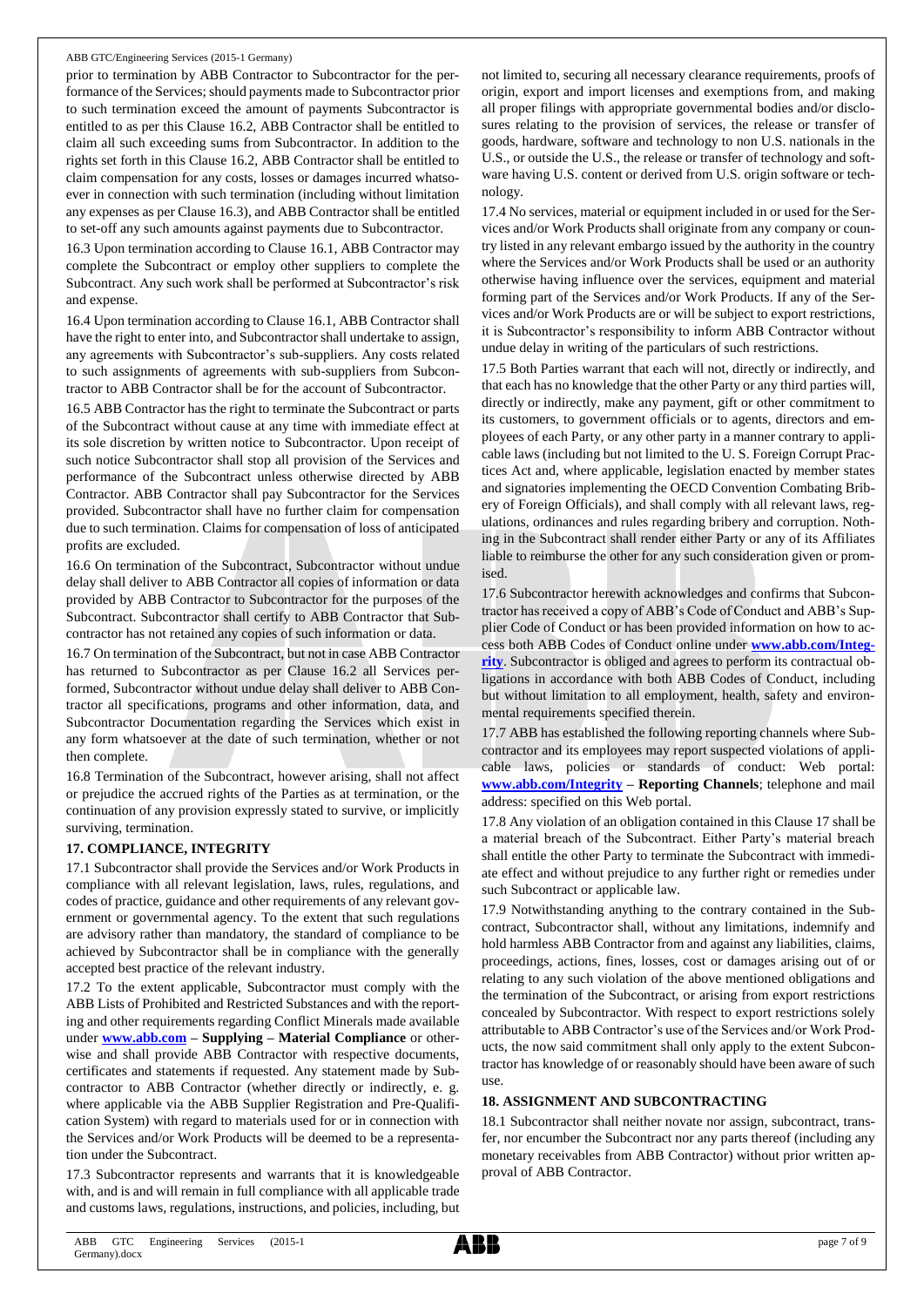prior to termination by ABB Contractor to Subcontractor for the performance of the Services; should payments made to Subcontractor prior to such termination exceed the amount of payments Subcontractor is entitled to as per this Clause 16.2, ABB Contractor shall be entitled to claim all such exceeding sums from Subcontractor. In addition to the rights set forth in this Clause 16.2, ABB Contractor shall be entitled to claim compensation for any costs, losses or damages incurred whatsoever in connection with such termination (including without limitation any expenses as per Clause 16.3), and ABB Contractor shall be entitled to set-off any such amounts against payments due to Subcontractor.

16.3 Upon termination according to Clause 16.1, ABB Contractor may complete the Subcontract or employ other suppliers to complete the Subcontract. Any such work shall be performed at Subcontractor's risk and expense.

16.4 Upon termination according to Clause 16.1, ABB Contractor shall have the right to enter into, and Subcontractor shall undertake to assign, any agreements with Subcontractor's sub-suppliers. Any costs related to such assignments of agreements with sub-suppliers from Subcontractor to ABB Contractor shall be for the account of Subcontractor.

16.5 ABB Contractor has the right to terminate the Subcontract or parts of the Subcontract without cause at any time with immediate effect at its sole discretion by written notice to Subcontractor. Upon receipt of such notice Subcontractor shall stop all provision of the Services and performance of the Subcontract unless otherwise directed by ABB Contractor. ABB Contractor shall pay Subcontractor for the Services provided. Subcontractor shall have no further claim for compensation due to such termination. Claims for compensation of loss of anticipated profits are excluded.

16.6 On termination of the Subcontract, Subcontractor without undue delay shall deliver to ABB Contractor all copies of information or data provided by ABB Contractor to Subcontractor for the purposes of the Subcontract. Subcontractor shall certify to ABB Contractor that Subcontractor has not retained any copies of such information or data.

16.7 On termination of the Subcontract, but not in case ABB Contractor has returned to Subcontractor as per Clause 16.2 all Services performed, Subcontractor without undue delay shall deliver to ABB Contractor all specifications, programs and other information, data, and Subcontractor Documentation regarding the Services which exist in any form whatsoever at the date of such termination, whether or not then complete.

16.8 Termination of the Subcontract, however arising, shall not affect or prejudice the accrued rights of the Parties as at termination, or the continuation of any provision expressly stated to survive, or implicitly surviving, termination.

## 17. COMPLIANCE, INTEGRITY

17.1 Subcontractor shall provide the Services and/or Work Products in compliance with all relevant legislation, laws, rules, regulations, and codes of practice, guidance and other requirements of any relevant government or governmental agency. To the extent that such regulations are advisory rather than mandatory, the standard of compliance to be achieved by Subcontractor shall be in compliance with the generally accepted best practice of the relevant industry.

17.2 To the extent applicable, Subcontractor must comply with the ABB Lists of Prohibited and Restricted Substances and with the reporting and other requirements regarding Conflict Minerals made available under **www.abb.com** – **Supplying** – **Material Compliance** or otherwise and shall provide ABB Contractor with respective documents, certificates and statements if requested. Any statement made by Subcontractor to ABB Contractor (whether directly or indirectly, e. g. where applicable via the ABB Supplier Registration and Pre-Qualification System) with regard to materials used for or in connection with the Services and/or Work Products will be deemed to be a representation under the Subcontract.

17.3 Subcontractor represents and warrants that it is knowledgeable with, and is and will remain in full compliance with all applicable trade and customs laws, regulations, instructions, and policies, including, but not limited to, securing all necessary clearance requirements, proofs of origin, export and import licenses and exemptions from, and making all proper filings with appropriate governmental bodies and/or disclosures relating to the provision of services, the release or transfer of goods, hardware, software and technology to non U.S. nationals in the U.S., or outside the U.S., the release or transfer of technology and software having U.S. content or derived from U.S. origin software or technology.

17.4 No services, material or equipment included in or used for the Services and/or Work Products shall originate from any company or country listed in any relevant embargo issued by the authority in the country where the Services and/or Work Products shall be used or an authority otherwise having influence over the services, equipment and material forming part of the Services and/or Work Products. If any of the Services and/or Work Products are or will be subject to export restrictions, it is Subcontractor's responsibility to inform ABB Contractor without undue delay in writing of the particulars of such restrictions.

17.5 Both Parties warrant that each will not, directly or indirectly, and that each has no knowledge that the other Party or any third parties will, directly or indirectly, make any payment, gift or other commitment to its customers, to government officials or to agents, directors and employees of each Party, or any other party in a manner contrary to applicable laws (including but not limited to the U. S. Foreign Corrupt Practices Act and, where applicable, legislation enacted by member states and signatories implementing the OECD Convention Combating Bribery of Foreign Officials), and shall comply with all relevant laws, regulations, ordinances and rules regarding bribery and corruption. Nothing in the Subcontract shall render either Party or any of its Affiliates liable to reimburse the other for any such consideration given or promised.

17.6 Subcontractor herewith acknowledges and confirms that Subcontractor has received a copy of ABB's Code of Conduct and ABB's Supplier Code of Conduct or has been provided information on how to access both ABB Codes of Conduct online under **www.abb.com/Integrity**. Subcontractor is obliged and agrees to perform its contractual obligations in accordance with both ABB Codes of Conduct, including but without limitation to all employment, health, safety and environmental requirements specified therein.

17.7 ABB has established the following reporting channels where Subcontractor and its employees may report suspected violations of applicable laws, policies or standards of conduct: Web portal: **www.abb.com/Integrity** – **Reporting Channels**; telephone and mail address: specified on this Web portal.

17.8 Any violation of an obligation contained in this Clause 17 shall be a material breach of the Subcontract. Either Party's material breach shall entitle the other Party to terminate the Subcontract with immediate effect and without prejudice to any further right or remedies under such Subcontract or applicable law.

17.9 Notwithstanding anything to the contrary contained in the Subcontract, Subcontractor shall, without any limitations, indemnify and hold harmless ABB Contractor from and against any liabilities, claims, proceedings, actions, fines, losses, cost or damages arising out of or relating to any such violation of the above mentioned obligations and the termination of the Subcontract, or arising from export restrictions concealed by Subcontractor. With respect to export restrictions solely attributable to ABB Contractor's use of the Services and/or Work Products, the now said commitment shall only apply to the extent Subcontractor has knowledge of or reasonably should have been aware of such use.

## 18. ASSIGNMENT AND SUBCONTRACTING

18.1 Subcontractor shall neither novate nor assign, subcontract, transfer, nor encumber the Subcontract nor any parts thereof (including any monetary receivables from ABB Contractor) without prior written approval of ABB Contractor.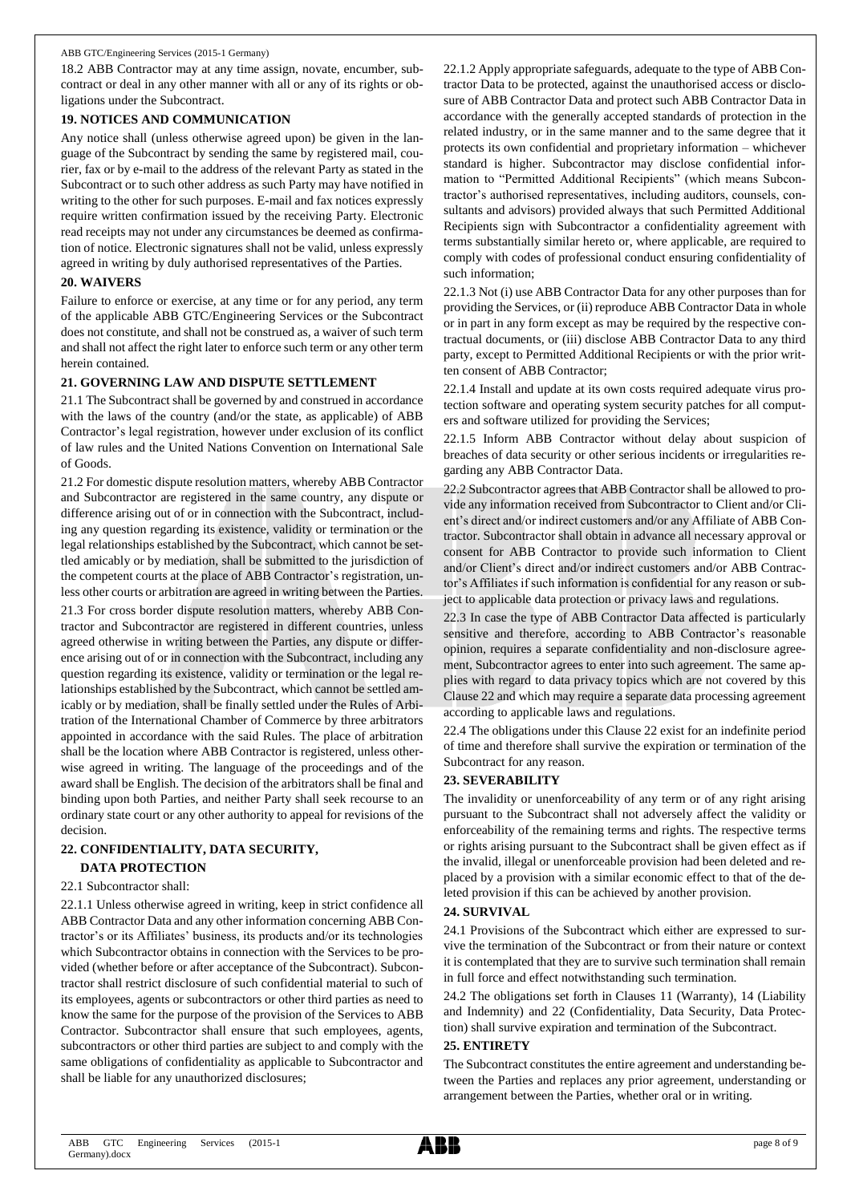18.2 ABB Contractor may at any time assign, novate, encumber, subcontract or deal in any other manner with all or any of its rights or obligations under the Subcontract.

## 19. NOTICES AND COMMUNICATION

Any notice shall (unless otherwise agreed upon) be given in the language of the Subcontract by sending the same by registered mail, courier, fax or by e-mail to the address of the relevant Party as stated in the Subcontract or to such other address as such Party may have notified in writing to the other for such purposes. E-mail and fax notices expressly require written confirmation issued by the receiving Party. Electronic read receipts may not under any circumstances be deemed as confirmation of notice. Electronic signatures shall not be valid, unless expressly agreed in writing by duly authorised representatives of the Parties.

## 20. WAIVERS

Failure to enforce or exercise, at any time or for any period, any term of the applicable ABB GTC/Engineering Services or the Subcontract does not constitute, and shall not be construed as, a waiver of such term and shall not affect the right later to enforce such term or any other term herein contained.

## 21. GOVERNING LAW AND DISPUTE SETTLEMENT

21.1 The Subcontract shall be governed by and construed in accordance with the laws of the country (and/or the state, as applicable) of ABB Contractor's legal registration, however under exclusion of its conflict of law rules and the United Nations Convention on International Sale of Goods.

21.2 For domestic dispute resolution matters, whereby ABB Contractor and Subcontractor are registered in the same country, any dispute or difference arising out of or in connection with the Subcontract, including any question regarding its existence, validity or termination or the legal relationships established by the Subcontract, which cannot be settled amicably or by mediation, shall be submitted to the jurisdiction of the competent courts at the place of ABB Contractor's registration, unless other courts or arbitration are agreed in writing between the Parties.

21.3 For cross border dispute resolution matters, whereby ABB Contractor and Subcontractor are registered in different countries, unless agreed otherwise in writing between the Parties, any dispute or difference arising out of or in connection with the Subcontract, including any question regarding its existence, validity or termination or the legal relationships established by the Subcontract, which cannot be settled amicably or by mediation, shall be finally settled under the Rules of Arbitration of the International Chamber of Commerce by three arbitrators appointed in accordance with the said Rules. The place of arbitration shall be the location where ABB Contractor is registered, unless otherwise agreed in writing. The language of the proceedings and of the award shall be English. The decision of the arbitrators shall be final and binding upon both Parties, and neither Party shall seek recourse to an ordinary state court or any other authority to appeal for revisions of the decision.

## 22. CONFIDENTIALITY, DATA SECURITY, DATA PROTECTION

22.1 Subcontractor shall:

22.1.1 Unless otherwise agreed in writing, keep in strict confidence all ABB Contractor Data and any other information concerning ABB Contractor's or its Affiliates' business, its products and/or its technologies which Subcontractor obtains in connection with the Services to be provided (whether before or after acceptance of the Subcontract). Subcontractor shall restrict disclosure of such confidential material to such of its employees, agents or subcontractors or other third parties as need to know the same for the purpose of the provision of the Services to ABB Contractor. Subcontractor shall ensure that such employees, agents, subcontractors or other third parties are subject to and comply with the same obligations of confidentiality as applicable to Subcontractor and shall be liable for any unauthorized disclosures;

22.1.2 Apply appropriate safeguards, adequate to the type of ABB Contractor Data to be protected, against the unauthorised access or disclosure of ABB Contractor Data and protect such ABB Contractor Data in accordance with the generally accepted standards of protection in the related industry, or in the same manner and to the same degree that it protects its own confidential and proprietary information – whichever standard is higher. Subcontractor may disclose confidential information to "Permitted Additional Recipients" (which means Subcontractor's authorised representatives, including auditors, counsels, consultants and advisors) provided always that such Permitted Additional Recipients sign with Subcontractor a confidentiality agreement with terms substantially similar hereto or, where applicable, are required to comply with codes of professional conduct ensuring confidentiality of such information;

22.1.3 Not (i) use ABB Contractor Data for any other purposes than for providing the Services, or (ii) reproduce ABB Contractor Data in whole or in part in any form except as may be required by the respective contractual documents, or (iii) disclose ABB Contractor Data to any third party, except to Permitted Additional Recipients or with the prior written consent of ABB Contractor;

22.1.4 Install and update at its own costs required adequate virus protection software and operating system security patches for all computers and software utilized for providing the Services;

22.1.5 Inform ABB Contractor without delay about suspicion of breaches of data security or other serious incidents or irregularities regarding any ABB Contractor Data.

22.2 Subcontractor agrees that ABB Contractor shall be allowed to provide any information received from Subcontractor to Client and/or Client's direct and/or indirect customers and/or any Affiliate of ABB Contractor. Subcontractor shall obtain in advance all necessary approval or consent for ABB Contractor to provide such information to Client and/or Client's direct and/or indirect customers and/or ABB Contractor's Affiliates if such information is confidential for any reason or subject to applicable data protection or privacy laws and regulations.

22.3 In case the type of ABB Contractor Data affected is particularly sensitive and therefore, according to ABB Contractor's reasonable opinion, requires a separate confidentiality and non-disclosure agreement, Subcontractor agrees to enter into such agreement. The same applies with regard to data privacy topics which are not covered by this Clause 22 and which may require a separate data processing agreement according to applicable laws and regulations.

22.4 The obligations under this Clause 22 exist for an indefinite period of time and therefore shall survive the expiration or termination of the Subcontract for any reason.

## 23. SEVERABILITY

The invalidity or unenforceability of any term or of any right arising pursuant to the Subcontract shall not adversely affect the validity or enforceability of the remaining terms and rights. The respective terms or rights arising pursuant to the Subcontract shall be given effect as if the invalid, illegal or unenforceable provision had been deleted and replaced by a provision with a similar economic effect to that of the deleted provision if this can be achieved by another provision.

## 24. SURVIVAL

24.1 Provisions of the Subcontract which either are expressed to survive the termination of the Subcontract or from their nature or context it is contemplated that they are to survive such termination shall remain in full force and effect notwithstanding such termination.

24.2 The obligations set forth in Clauses 11 (Warranty), 14 (Liability and Indemnity) and 22 (Confidentiality, Data Security, Data Protection) shall survive expiration and termination of the Subcontract.

## 25. ENTIRETY

The Subcontract constitutes the entire agreement and understanding between the Parties and replaces any prior agreement, understanding or arrangement between the Parties, whether oral or in writing.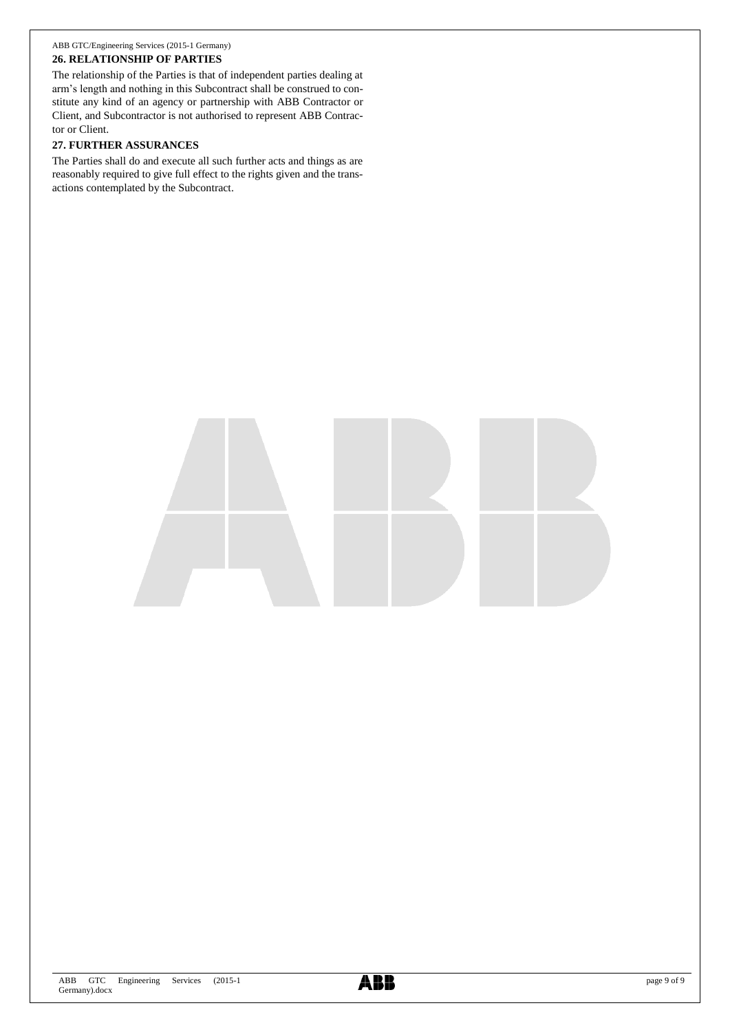## 26. RELATIONSHIP OF PARTIES

The relationship of the Parties is that of independent parties dealing at arm's length and nothing in this Subcontract shall be construed to constitute any kind of an agency or partnership with ABB Contractor or Client, and Subcontractor is not authorised to represent ABB Contractor or Client.

## 27. FURTHER ASSURANCES

The Parties shall do and execute all such further acts and things as are reasonably required to give full effect to the rights given and the transactions contemplated by the Subcontract.